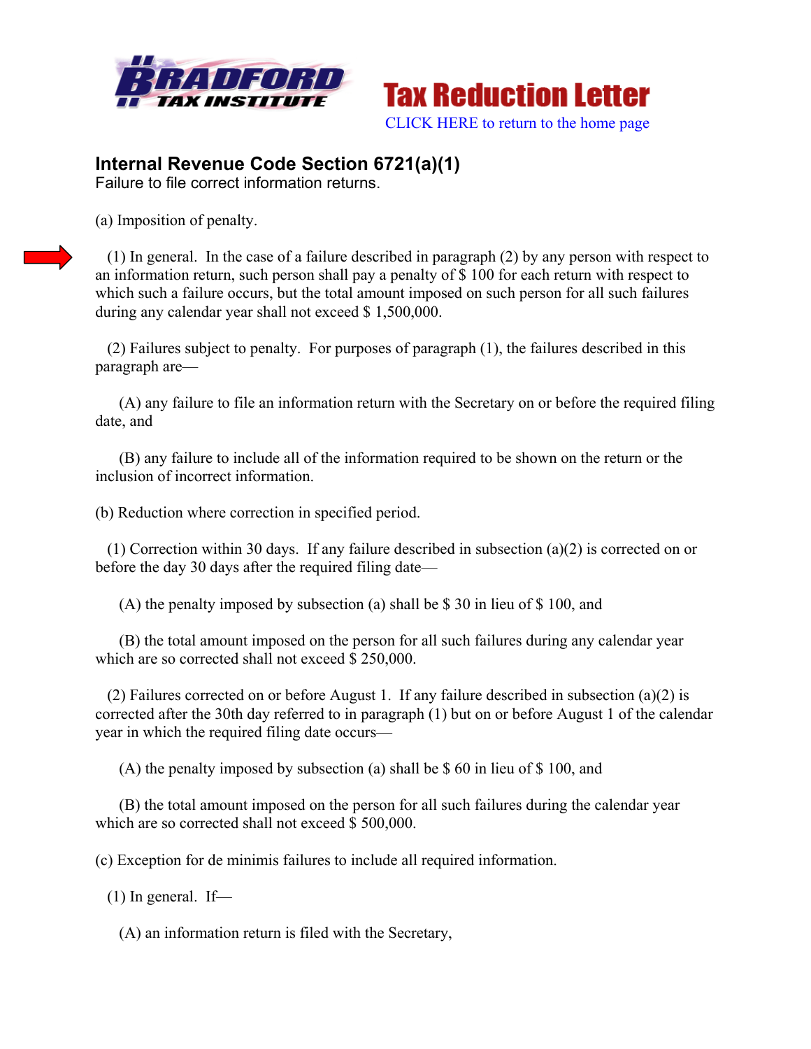Bradford Tax Institute

Tax Reduction Letter

CLICK HERE to return to the home page

## Internal Revenue Code Section 6721(a)(1)

Failure to file correct information returns.

(a) Imposition of penalty.

(1) In general. In the case of a failure described in paragraph (2) by any person with respect to an information return, such person shall pay a penalty of $ 100 for each return with respect to which such a failure occurs, but the total amount imposed on such person for all such failures during any calendar year shall not exceed $ 1,500,000.

(2) Failures subject to penalty. For purposes of paragraph (1), the failures described in this paragraph are—

(A) any failure to file an information return with the Secretary on or before the required filing date, and

(B) any failure to include all of the information required to be shown on the return or the inclusion of incorrect information.

(b) Reduction where correction in specified period.

(1) Correction within 30 days. If any failure described in subsection (a)(2) is corrected on or before the day 30 days after the required filing date—

(A) the penalty imposed by subsection (a) shall be $ 30 in lieu of $ 100, and

(B) the total amount imposed on the person for all such failures during any calendar year which are so corrected shall not exceed $ 250,000.

(2) Failures corrected on or before August 1. If any failure described in subsection (a)(2) is corrected after the 30th day referred to in paragraph (1) but on or before August 1 of the calendar year in which the required filing date occurs—

(A) the penalty imposed by subsection (a) shall be $ 60 in lieu of $ 100, and

(B) the total amount imposed on the person for all such failures during the calendar year which are so corrected shall not exceed $ 500,000.

(c) Exception for de minimis failures to include all required information.

(1) In general. If—

(A) an information return is filed with the Secretary,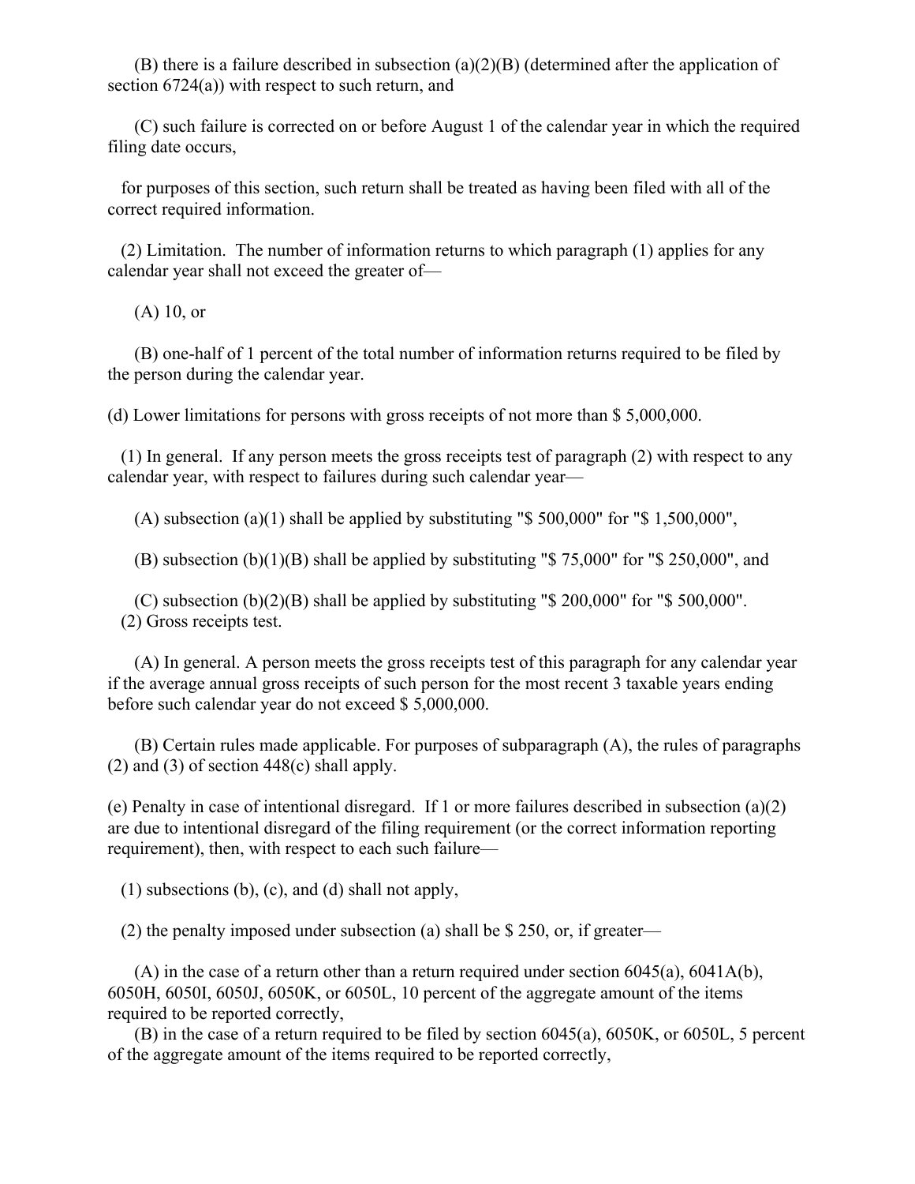(B) there is a failure described in subsection (a)(2)(B) (determined after the application of section 6724(a)) with respect to such return, and

(C) such failure is corrected on or before August 1 of the calendar year in which the required filing date occurs,

for purposes of this section, such return shall be treated as having been filed with all of the correct required information.

(2) Limitation. The number of information returns to which paragraph (1) applies for any calendar year shall not exceed the greater of—

(A) 10, or

(B) one-half of 1 percent of the total number of information returns required to be filed by the person during the calendar year.

(d) Lower limitations for persons with gross receipts of not more than $ 5,000,000.

(1) In general. If any person meets the gross receipts test of paragraph (2) with respect to any calendar year, with respect to failures during such calendar year—

(A) subsection (a)(1) shall be applied by substituting "$ 500,000" for "$ 1,500,000",

(B) subsection (b)(1)(B) shall be applied by substituting "$ 75,000" for "$ 250,000", and

(C) subsection (b)(2)(B) shall be applied by substituting "$ 200,000" for "$ 500,000".

(2) Gross receipts test.

(A) In general. A person meets the gross receipts test of this paragraph for any calendar year if the average annual gross receipts of such person for the most recent 3 taxable years ending before such calendar year do not exceed $ 5,000,000.

(B) Certain rules made applicable. For purposes of subparagraph (A), the rules of paragraphs (2) and (3) of section 448(c) shall apply.

(e) Penalty in case of intentional disregard. If 1 or more failures described in subsection (a)(2) are due to intentional disregard of the filing requirement (or the correct information reporting requirement), then, with respect to each such failure—

(1) subsections (b), (c), and (d) shall not apply,

(2) the penalty imposed under subsection (a) shall be $ 250, or, if greater—

(A) in the case of a return other than a return required under section 6045(a), 6041A(b), 6050H, 6050I, 6050J, 6050K, or 6050L, 10 percent of the aggregate amount of the items required to be reported correctly,

(B) in the case of a return required to be filed by section 6045(a), 6050K, or 6050L, 5 percent of the aggregate amount of the items required to be reported correctly,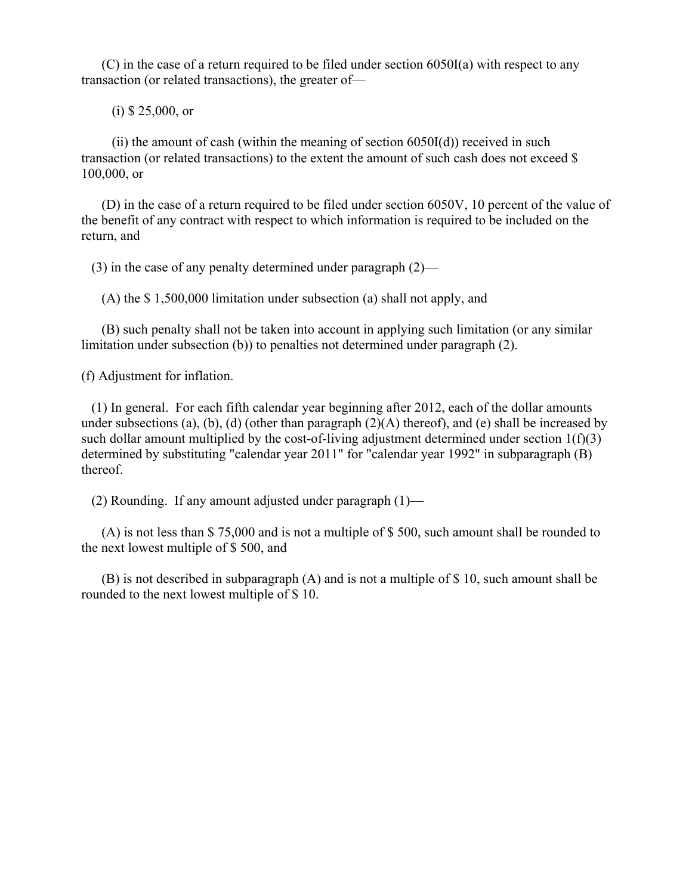(C) in the case of a return required to be filed under section 6050I(a) with respect to any transaction (or related transactions), the greater of—

(i) $ 25,000, or

(ii) the amount of cash (within the meaning of section 6050I(d)) received in such transaction (or related transactions) to the extent the amount of such cash does not exceed $ 100,000, or

(D) in the case of a return required to be filed under section 6050V, 10 percent of the value of the benefit of any contract with respect to which information is required to be included on the return, and

(3) in the case of any penalty determined under paragraph (2)—

(A) the $ 1,500,000 limitation under subsection (a) shall not apply, and

(B) such penalty shall not be taken into account in applying such limitation (or any similar limitation under subsection (b)) to penalties not determined under paragraph (2).

(f) Adjustment for inflation.

(1) In general. For each fifth calendar year beginning after 2012, each of the dollar amounts under subsections (a), (b), (d) (other than paragraph (2)(A) thereof), and (e) shall be increased by such dollar amount multiplied by the cost-of-living adjustment determined under section 1(f)(3) determined by substituting "calendar year 2011" for "calendar year 1992" in subparagraph (B) thereof.

(2) Rounding. If any amount adjusted under paragraph (1)—

(A) is not less than $ 75,000 and is not a multiple of $ 500, such amount shall be rounded to the next lowest multiple of $ 500, and

(B) is not described in subparagraph (A) and is not a multiple of $ 10, such amount shall be rounded to the next lowest multiple of $ 10.